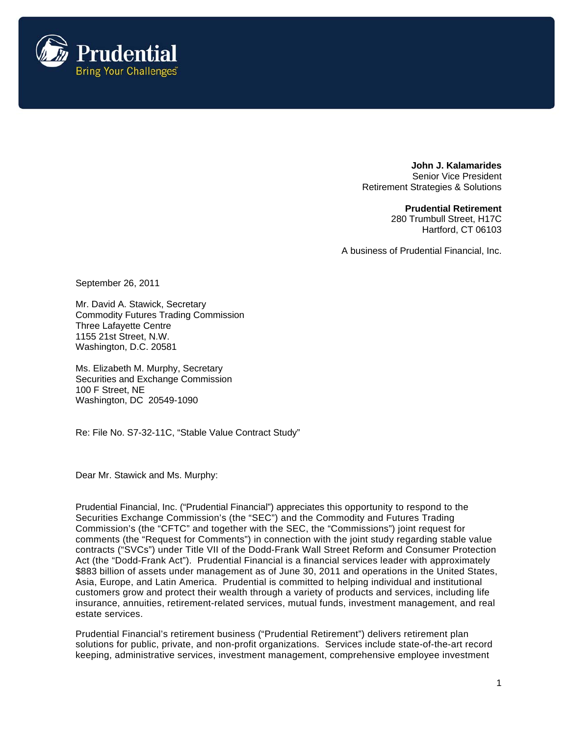Prudential
Bring Your Challenges℠

**John J. Kalamarides**
Senior Vice President
Retirement Strategies & Solutions

**Prudential Retirement**
280 Trumbull Street, H17C
Hartford, CT 06103

A business of Prudential Financial, Inc.

September 26, 2011

Mr. David A. Stawick, Secretary
Commodity Futures Trading Commission
Three Lafayette Centre
1155 21st Street, N.W.
Washington, D.C. 20581

Ms. Elizabeth M. Murphy, Secretary
Securities and Exchange Commission
100 F Street, NE
Washington, DC 20549-1090

Re: File No. S7-32-11C, "Stable Value Contract Study"

Dear Mr. Stawick and Ms. Murphy:

Prudential Financial, Inc. ("Prudential Financial") appreciates this opportunity to respond to the Securities Exchange Commission's (the "SEC") and the Commodity and Futures Trading Commission's (the "CFTC" and together with the SEC, the "Commissions") joint request for comments (the "Request for Comments") in connection with the joint study regarding stable value contracts ("SVCs") under Title VII of the Dodd-Frank Wall Street Reform and Consumer Protection Act (the "Dodd-Frank Act"). Prudential Financial is a financial services leader with approximately $883 billion of assets under management as of June 30, 2011 and operations in the United States, Asia, Europe, and Latin America. Prudential is committed to helping individual and institutional customers grow and protect their wealth through a variety of products and services, including life insurance, annuities, retirement-related services, mutual funds, investment management, and real estate services.

Prudential Financial's retirement business ("Prudential Retirement") delivers retirement plan solutions for public, private, and non-profit organizations. Services include state-of-the-art record keeping, administrative services, investment management, comprehensive employee investment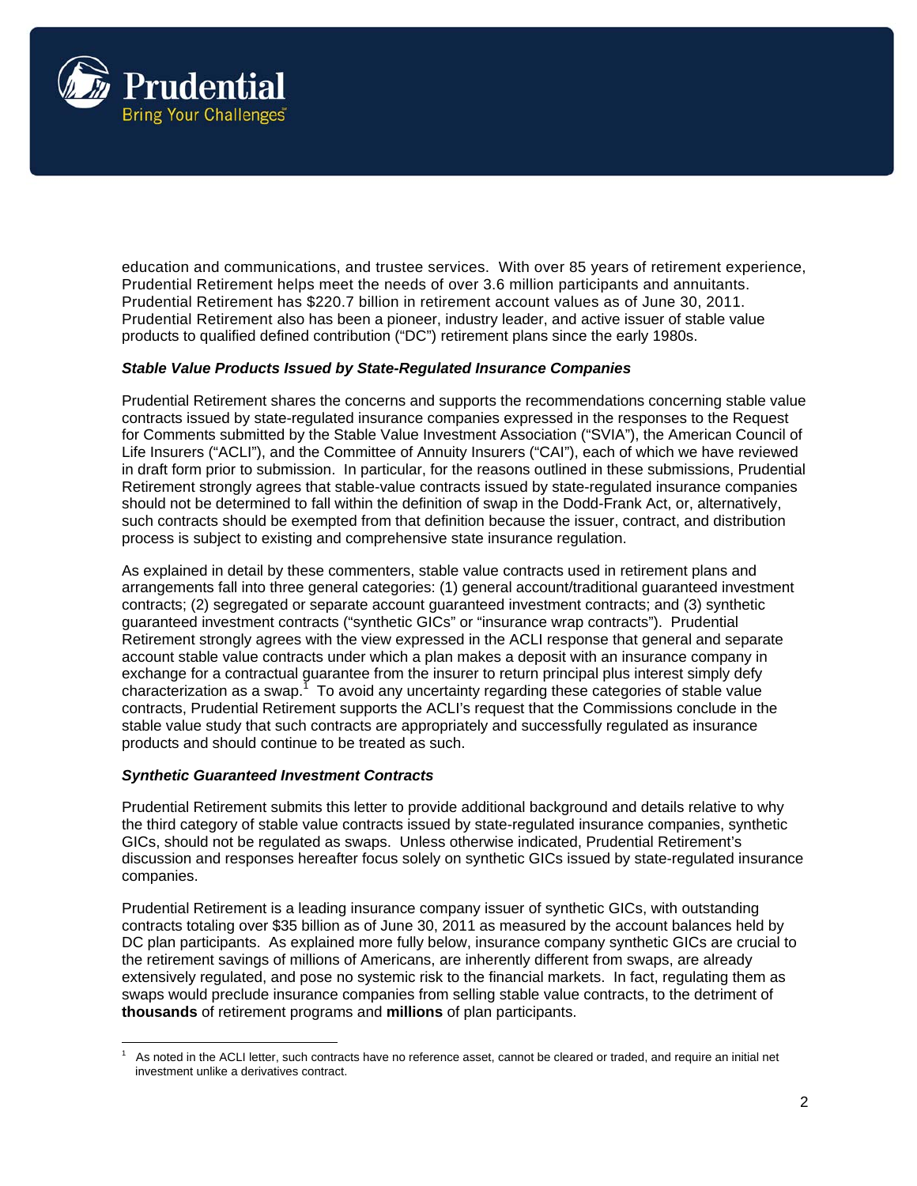education and communications, and trustee services. With over 85 years of retirement experience, Prudential Retirement helps meet the needs of over 3.6 million participants and annuitants. Prudential Retirement has $220.7 billion in retirement account values as of June 30, 2011. Prudential Retirement also has been a pioneer, industry leader, and active issuer of stable value products to qualified defined contribution ("DC") retirement plans since the early 1980s.

***Stable Value Products Issued by State-Regulated Insurance Companies***

Prudential Retirement shares the concerns and supports the recommendations concerning stable value contracts issued by state-regulated insurance companies expressed in the responses to the Request for Comments submitted by the Stable Value Investment Association ("SVIA"), the American Council of Life Insurers ("ACLI"), and the Committee of Annuity Insurers ("CAI"), each of which we have reviewed in draft form prior to submission. In particular, for the reasons outlined in these submissions, Prudential Retirement strongly agrees that stable-value contracts issued by state-regulated insurance companies should not be determined to fall within the definition of swap in the Dodd-Frank Act, or, alternatively, such contracts should be exempted from that definition because the issuer, contract, and distribution process is subject to existing and comprehensive state insurance regulation.

As explained in detail by these commenters, stable value contracts used in retirement plans and arrangements fall into three general categories: (1) general account/traditional guaranteed investment contracts; (2) segregated or separate account guaranteed investment contracts; and (3) synthetic guaranteed investment contracts ("synthetic GICs" or "insurance wrap contracts"). Prudential Retirement strongly agrees with the view expressed in the ACLI response that general and separate account stable value contracts under which a plan makes a deposit with an insurance company in exchange for a contractual guarantee from the insurer to return principal plus interest simply defy characterization as a swap.[1] To avoid any uncertainty regarding these categories of stable value contracts, Prudential Retirement supports the ACLI's request that the Commissions conclude in the stable value study that such contracts are appropriately and successfully regulated as insurance products and should continue to be treated as such.

***Synthetic Guaranteed Investment Contracts***

Prudential Retirement submits this letter to provide additional background and details relative to why the third category of stable value contracts issued by state-regulated insurance companies, synthetic GICs, should not be regulated as swaps. Unless otherwise indicated, Prudential Retirement's discussion and responses hereafter focus solely on synthetic GICs issued by state-regulated insurance companies.

Prudential Retirement is a leading insurance company issuer of synthetic GICs, with outstanding contracts totaling over $35 billion as of June 30, 2011 as measured by the account balances held by DC plan participants. As explained more fully below, insurance company synthetic GICs are crucial to the retirement savings of millions of Americans, are inherently different from swaps, are already extensively regulated, and pose no systemic risk to the financial markets. In fact, regulating them as swaps would preclude insurance companies from selling stable value contracts, to the detriment of **thousands** of retirement programs and **millions** of plan participants.

[1] As noted in the ACLI letter, such contracts have no reference asset, cannot be cleared or traded, and require an initial net investment unlike a derivatives contract.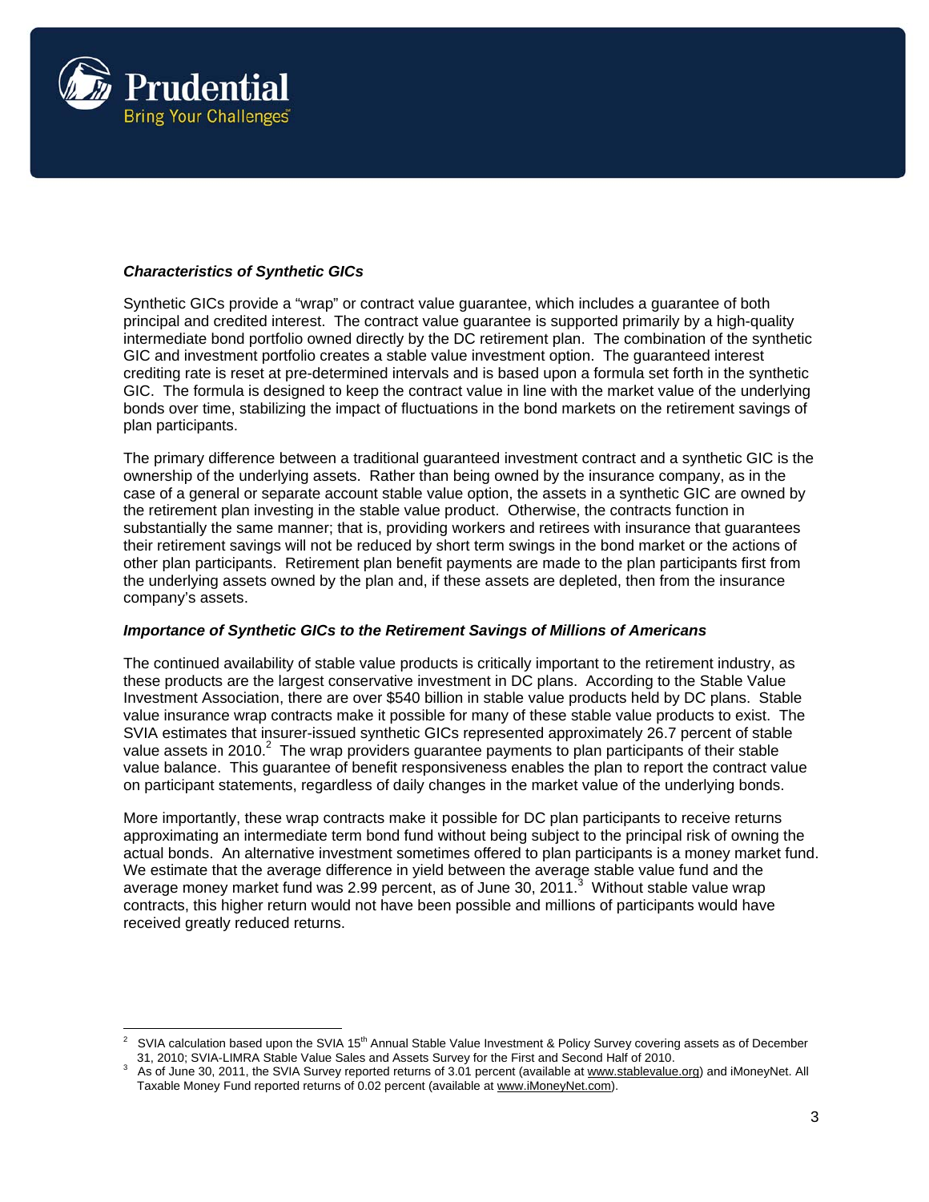### *Characteristics of Synthetic GICs*

Synthetic GICs provide a "wrap" or contract value guarantee, which includes a guarantee of both principal and credited interest. The contract value guarantee is supported primarily by a high-quality intermediate bond portfolio owned directly by the DC retirement plan. The combination of the synthetic GIC and investment portfolio creates a stable value investment option. The guaranteed interest crediting rate is reset at pre-determined intervals and is based upon a formula set forth in the synthetic GIC. The formula is designed to keep the contract value in line with the market value of the underlying bonds over time, stabilizing the impact of fluctuations in the bond markets on the retirement savings of plan participants.

The primary difference between a traditional guaranteed investment contract and a synthetic GIC is the ownership of the underlying assets. Rather than being owned by the insurance company, as in the case of a general or separate account stable value option, the assets in a synthetic GIC are owned by the retirement plan investing in the stable value product. Otherwise, the contracts function in substantially the same manner; that is, providing workers and retirees with insurance that guarantees their retirement savings will not be reduced by short term swings in the bond market or the actions of other plan participants. Retirement plan benefit payments are made to the plan participants first from the underlying assets owned by the plan and, if these assets are depleted, then from the insurance company's assets.

### *Importance of Synthetic GICs to the Retirement Savings of Millions of Americans*

The continued availability of stable value products is critically important to the retirement industry, as these products are the largest conservative investment in DC plans. According to the Stable Value Investment Association, there are over $540 billion in stable value products held by DC plans. Stable value insurance wrap contracts make it possible for many of these stable value products to exist. The SVIA estimates that insurer-issued synthetic GICs represented approximately 26.7 percent of stable value assets in 2010.[2] The wrap providers guarantee payments to plan participants of their stable value balance. This guarantee of benefit responsiveness enables the plan to report the contract value on participant statements, regardless of daily changes in the market value of the underlying bonds.

More importantly, these wrap contracts make it possible for DC plan participants to receive returns approximating an intermediate term bond fund without being subject to the principal risk of owning the actual bonds. An alternative investment sometimes offered to plan participants is a money market fund. We estimate that the average difference in yield between the average stable value fund and the average money market fund was 2.99 percent, as of June 30, 2011.[3] Without stable value wrap contracts, this higher return would not have been possible and millions of participants would have received greatly reduced returns.

---

[2] SVIA calculation based upon the SVIA 15th Annual Stable Value Investment & Policy Survey covering assets as of December 31, 2010; SVIA-LIMRA Stable Value Sales and Assets Survey for the First and Second Half of 2010.

[3] As of June 30, 2011, the SVIA Survey reported returns of 3.01 percent (available at www.stablevalue.org) and iMoneyNet. All Taxable Money Fund reported returns of 0.02 percent (available at www.iMoneyNet.com).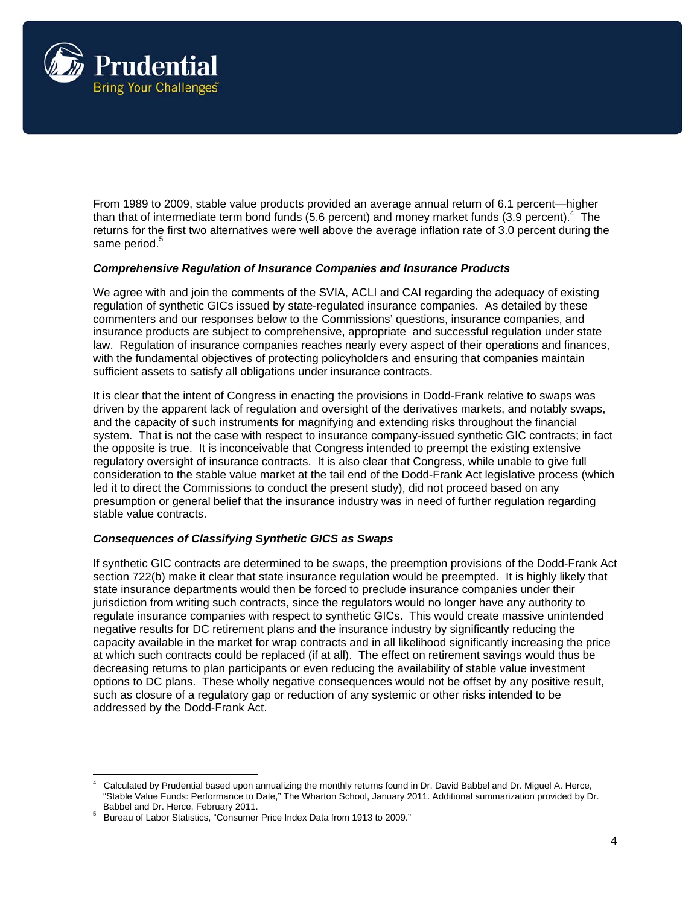From 1989 to 2009, stable value products provided an average annual return of 6.1 percent—higher than that of intermediate term bond funds (5.6 percent) and money market funds (3.9 percent).[4] The returns for the first two alternatives were well above the average inflation rate of 3.0 percent during the same period.[5]

***Comprehensive Regulation of Insurance Companies and Insurance Products***

We agree with and join the comments of the SVIA, ACLI and CAI regarding the adequacy of existing regulation of synthetic GICs issued by state-regulated insurance companies. As detailed by these commenters and our responses below to the Commissions' questions, insurance companies, and insurance products are subject to comprehensive, appropriate and successful regulation under state law. Regulation of insurance companies reaches nearly every aspect of their operations and finances, with the fundamental objectives of protecting policyholders and ensuring that companies maintain sufficient assets to satisfy all obligations under insurance contracts.

It is clear that the intent of Congress in enacting the provisions in Dodd-Frank relative to swaps was driven by the apparent lack of regulation and oversight of the derivatives markets, and notably swaps, and the capacity of such instruments for magnifying and extending risks throughout the financial system. That is not the case with respect to insurance company-issued synthetic GIC contracts; in fact the opposite is true. It is inconceivable that Congress intended to preempt the existing extensive regulatory oversight of insurance contracts. It is also clear that Congress, while unable to give full consideration to the stable value market at the tail end of the Dodd-Frank Act legislative process (which led it to direct the Commissions to conduct the present study), did not proceed based on any presumption or general belief that the insurance industry was in need of further regulation regarding stable value contracts.

***Consequences of Classifying Synthetic GICS as Swaps***

If synthetic GIC contracts are determined to be swaps, the preemption provisions of the Dodd-Frank Act section 722(b) make it clear that state insurance regulation would be preempted. It is highly likely that state insurance departments would then be forced to preclude insurance companies under their jurisdiction from writing such contracts, since the regulators would no longer have any authority to regulate insurance companies with respect to synthetic GICs. This would create massive unintended negative results for DC retirement plans and the insurance industry by significantly reducing the capacity available in the market for wrap contracts and in all likelihood significantly increasing the price at which such contracts could be replaced (if at all). The effect on retirement savings would thus be decreasing returns to plan participants or even reducing the availability of stable value investment options to DC plans. These wholly negative consequences would not be offset by any positive result, such as closure of a regulatory gap or reduction of any systemic or other risks intended to be addressed by the Dodd-Frank Act.

---

[4] Calculated by Prudential based upon annualizing the monthly returns found in Dr. David Babbel and Dr. Miguel A. Herce, "Stable Value Funds: Performance to Date," The Wharton School, January 2011. Additional summarization provided by Dr. Babbel and Dr. Herce, February 2011.

[5] Bureau of Labor Statistics, "Consumer Price Index Data from 1913 to 2009."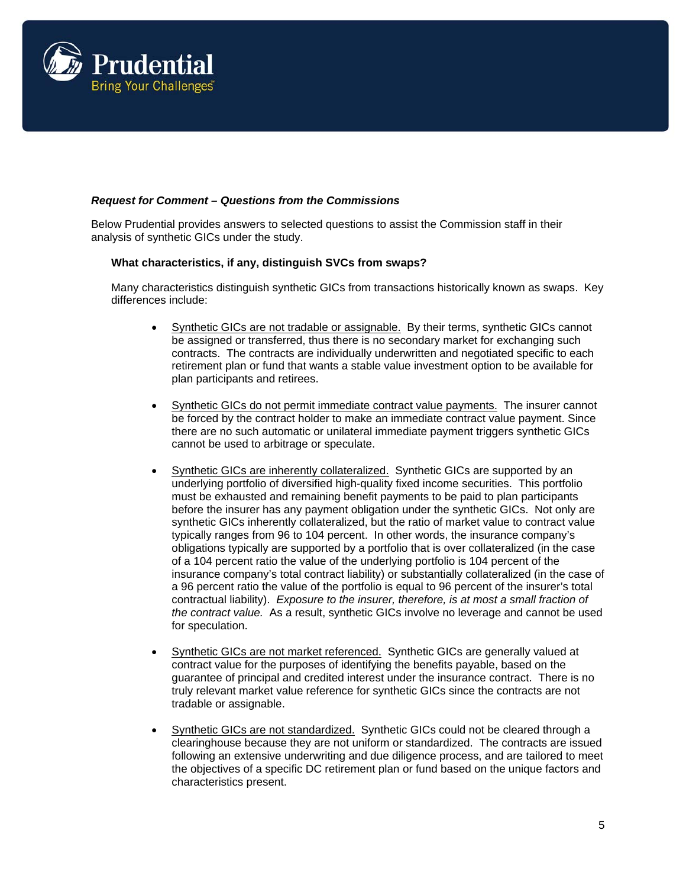***Request for Comment – Questions from the Commissions***

Below Prudential provides answers to selected questions to assist the Commission staff in their analysis of synthetic GICs under the study.

**What characteristics, if any, distinguish SVCs from swaps?**

Many characteristics distinguish synthetic GICs from transactions historically known as swaps. Key differences include:

- <u>Synthetic GICs are not tradable or assignable.</u> By their terms, synthetic GICs cannot be assigned or transferred, thus there is no secondary market for exchanging such contracts. The contracts are individually underwritten and negotiated specific to each retirement plan or fund that wants a stable value investment option to be available for plan participants and retirees.

- <u>Synthetic GICs do not permit immediate contract value payments.</u> The insurer cannot be forced by the contract holder to make an immediate contract value payment. Since there are no such automatic or unilateral immediate payment triggers synthetic GICs cannot be used to arbitrage or speculate.

- <u>Synthetic GICs are inherently collateralized.</u> Synthetic GICs are supported by an underlying portfolio of diversified high-quality fixed income securities. This portfolio must be exhausted and remaining benefit payments to be paid to plan participants before the insurer has any payment obligation under the synthetic GICs. Not only are synthetic GICs inherently collateralized, but the ratio of market value to contract value typically ranges from 96 to 104 percent. In other words, the insurance company's obligations typically are supported by a portfolio that is over collateralized (in the case of a 104 percent ratio the value of the underlying portfolio is 104 percent of the insurance company's total contract liability) or substantially collateralized (in the case of a 96 percent ratio the value of the portfolio is equal to 96 percent of the insurer's total contractual liability). *Exposure to the insurer, therefore, is at most a small fraction of the contract value.* As a result, synthetic GICs involve no leverage and cannot be used for speculation.

- <u>Synthetic GICs are not market referenced.</u> Synthetic GICs are generally valued at contract value for the purposes of identifying the benefits payable, based on the guarantee of principal and credited interest under the insurance contract. There is no truly relevant market value reference for synthetic GICs since the contracts are not tradable or assignable.

- <u>Synthetic GICs are not standardized.</u> Synthetic GICs could not be cleared through a clearinghouse because they are not uniform or standardized. The contracts are issued following an extensive underwriting and due diligence process, and are tailored to meet the objectives of a specific DC retirement plan or fund based on the unique factors and characteristics present.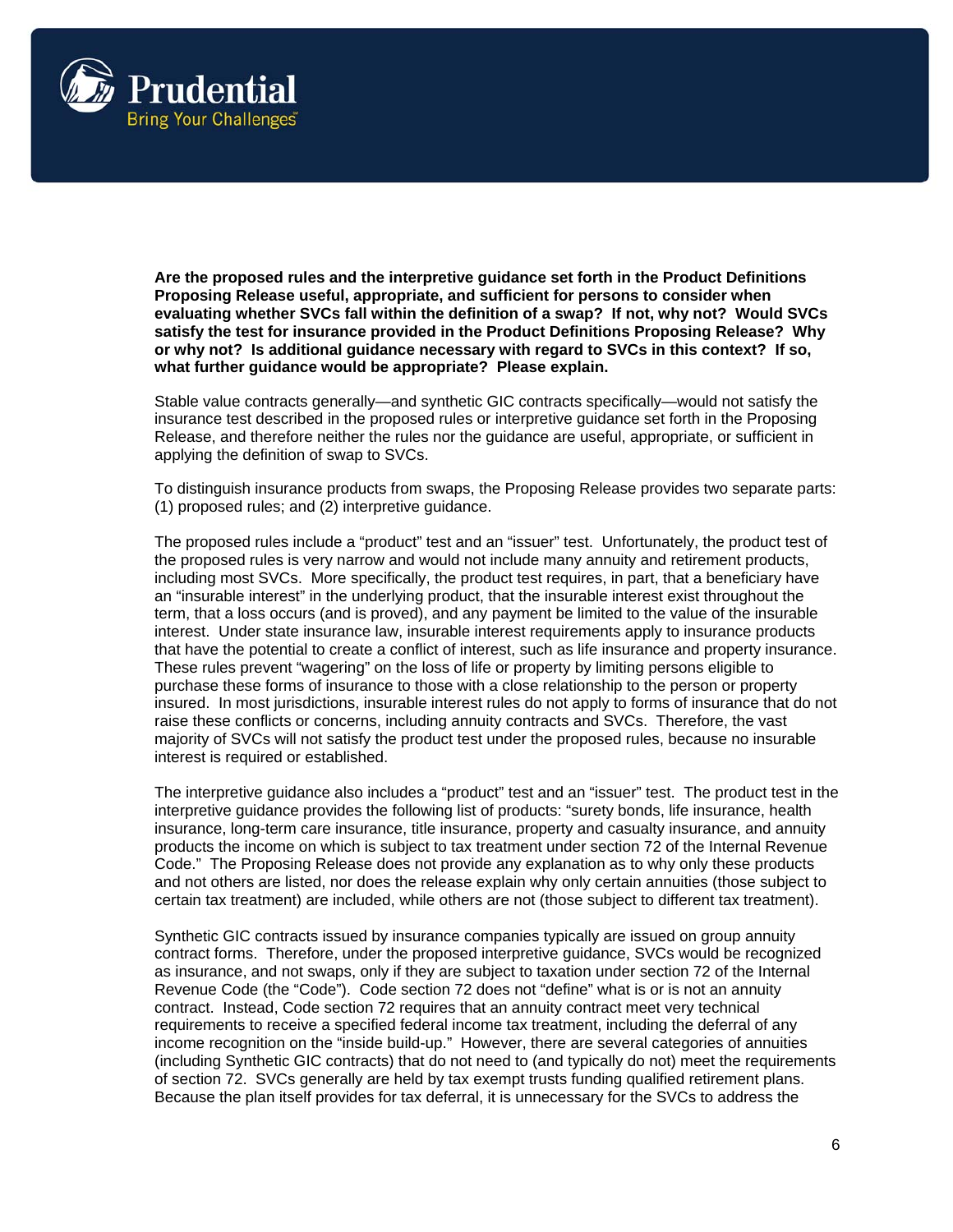**Are the proposed rules and the interpretive guidance set forth in the Product Definitions Proposing Release useful, appropriate, and sufficient for persons to consider when evaluating whether SVCs fall within the definition of a swap? If not, why not? Would SVCs satisfy the test for insurance provided in the Product Definitions Proposing Release? Why or why not? Is additional guidance necessary with regard to SVCs in this context? If so, what further guidance would be appropriate? Please explain.**

Stable value contracts generally—and synthetic GIC contracts specifically—would not satisfy the insurance test described in the proposed rules or interpretive guidance set forth in the Proposing Release, and therefore neither the rules nor the guidance are useful, appropriate, or sufficient in applying the definition of swap to SVCs.

To distinguish insurance products from swaps, the Proposing Release provides two separate parts: (1) proposed rules; and (2) interpretive guidance.

The proposed rules include a "product" test and an "issuer" test. Unfortunately, the product test of the proposed rules is very narrow and would not include many annuity and retirement products, including most SVCs. More specifically, the product test requires, in part, that a beneficiary have an "insurable interest" in the underlying product, that the insurable interest exist throughout the term, that a loss occurs (and is proved), and any payment be limited to the value of the insurable interest. Under state insurance law, insurable interest requirements apply to insurance products that have the potential to create a conflict of interest, such as life insurance and property insurance. These rules prevent "wagering" on the loss of life or property by limiting persons eligible to purchase these forms of insurance to those with a close relationship to the person or property insured. In most jurisdictions, insurable interest rules do not apply to forms of insurance that do not raise these conflicts or concerns, including annuity contracts and SVCs. Therefore, the vast majority of SVCs will not satisfy the product test under the proposed rules, because no insurable interest is required or established.

The interpretive guidance also includes a "product" test and an "issuer" test. The product test in the interpretive guidance provides the following list of products: "surety bonds, life insurance, health insurance, long-term care insurance, title insurance, property and casualty insurance, and annuity products the income on which is subject to tax treatment under section 72 of the Internal Revenue Code." The Proposing Release does not provide any explanation as to why only these products and not others are listed, nor does the release explain why only certain annuities (those subject to certain tax treatment) are included, while others are not (those subject to different tax treatment).

Synthetic GIC contracts issued by insurance companies typically are issued on group annuity contract forms. Therefore, under the proposed interpretive guidance, SVCs would be recognized as insurance, and not swaps, only if they are subject to taxation under section 72 of the Internal Revenue Code (the "Code"). Code section 72 does not "define" what is or is not an annuity contract. Instead, Code section 72 requires that an annuity contract meet very technical requirements to receive a specified federal income tax treatment, including the deferral of any income recognition on the "inside build-up." However, there are several categories of annuities (including Synthetic GIC contracts) that do not need to (and typically do not) meet the requirements of section 72. SVCs generally are held by tax exempt trusts funding qualified retirement plans. Because the plan itself provides for tax deferral, it is unnecessary for the SVCs to address the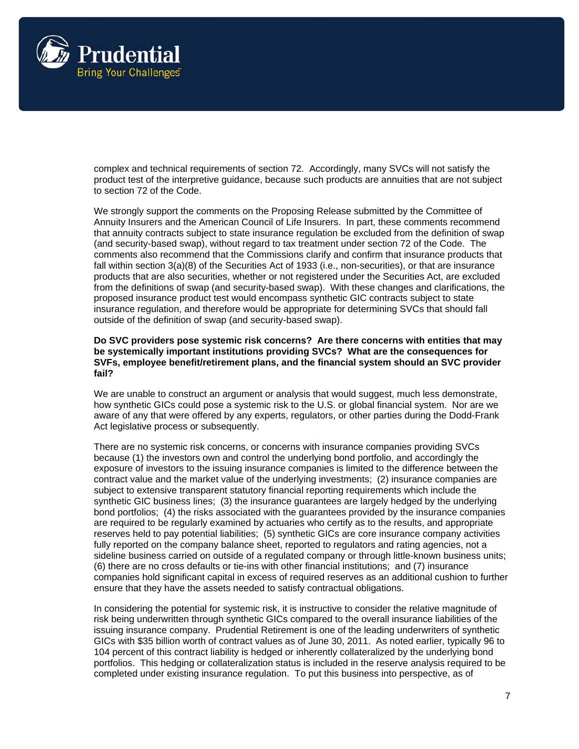complex and technical requirements of section 72. Accordingly, many SVCs will not satisfy the product test of the interpretive guidance, because such products are annuities that are not subject to section 72 of the Code.

We strongly support the comments on the Proposing Release submitted by the Committee of Annuity Insurers and the American Council of Life Insurers. In part, these comments recommend that annuity contracts subject to state insurance regulation be excluded from the definition of swap (and security-based swap), without regard to tax treatment under section 72 of the Code. The comments also recommend that the Commissions clarify and confirm that insurance products that fall within section 3(a)(8) of the Securities Act of 1933 (i.e., non-securities), or that are insurance products that are also securities, whether or not registered under the Securities Act, are excluded from the definitions of swap (and security-based swap). With these changes and clarifications, the proposed insurance product test would encompass synthetic GIC contracts subject to state insurance regulation, and therefore would be appropriate for determining SVCs that should fall outside of the definition of swap (and security-based swap).

**Do SVC providers pose systemic risk concerns? Are there concerns with entities that may be systemically important institutions providing SVCs? What are the consequences for SVFs, employee benefit/retirement plans, and the financial system should an SVC provider fail?**

We are unable to construct an argument or analysis that would suggest, much less demonstrate, how synthetic GICs could pose a systemic risk to the U.S. or global financial system. Nor are we aware of any that were offered by any experts, regulators, or other parties during the Dodd-Frank Act legislative process or subsequently.

There are no systemic risk concerns, or concerns with insurance companies providing SVCs because (1) the investors own and control the underlying bond portfolio, and accordingly the exposure of investors to the issuing insurance companies is limited to the difference between the contract value and the market value of the underlying investments; (2) insurance companies are subject to extensive transparent statutory financial reporting requirements which include the synthetic GIC business lines; (3) the insurance guarantees are largely hedged by the underlying bond portfolios; (4) the risks associated with the guarantees provided by the insurance companies are required to be regularly examined by actuaries who certify as to the results, and appropriate reserves held to pay potential liabilities; (5) synthetic GICs are core insurance company activities fully reported on the company balance sheet, reported to regulators and rating agencies, not a sideline business carried on outside of a regulated company or through little-known business units; (6) there are no cross defaults or tie-ins with other financial institutions; and (7) insurance companies hold significant capital in excess of required reserves as an additional cushion to further ensure that they have the assets needed to satisfy contractual obligations.

In considering the potential for systemic risk, it is instructive to consider the relative magnitude of risk being underwritten through synthetic GICs compared to the overall insurance liabilities of the issuing insurance company. Prudential Retirement is one of the leading underwriters of synthetic GICs with $35 billion worth of contract values as of June 30, 2011. As noted earlier, typically 96 to 104 percent of this contract liability is hedged or inherently collateralized by the underlying bond portfolios. This hedging or collateralization status is included in the reserve analysis required to be completed under existing insurance regulation. To put this business into perspective, as of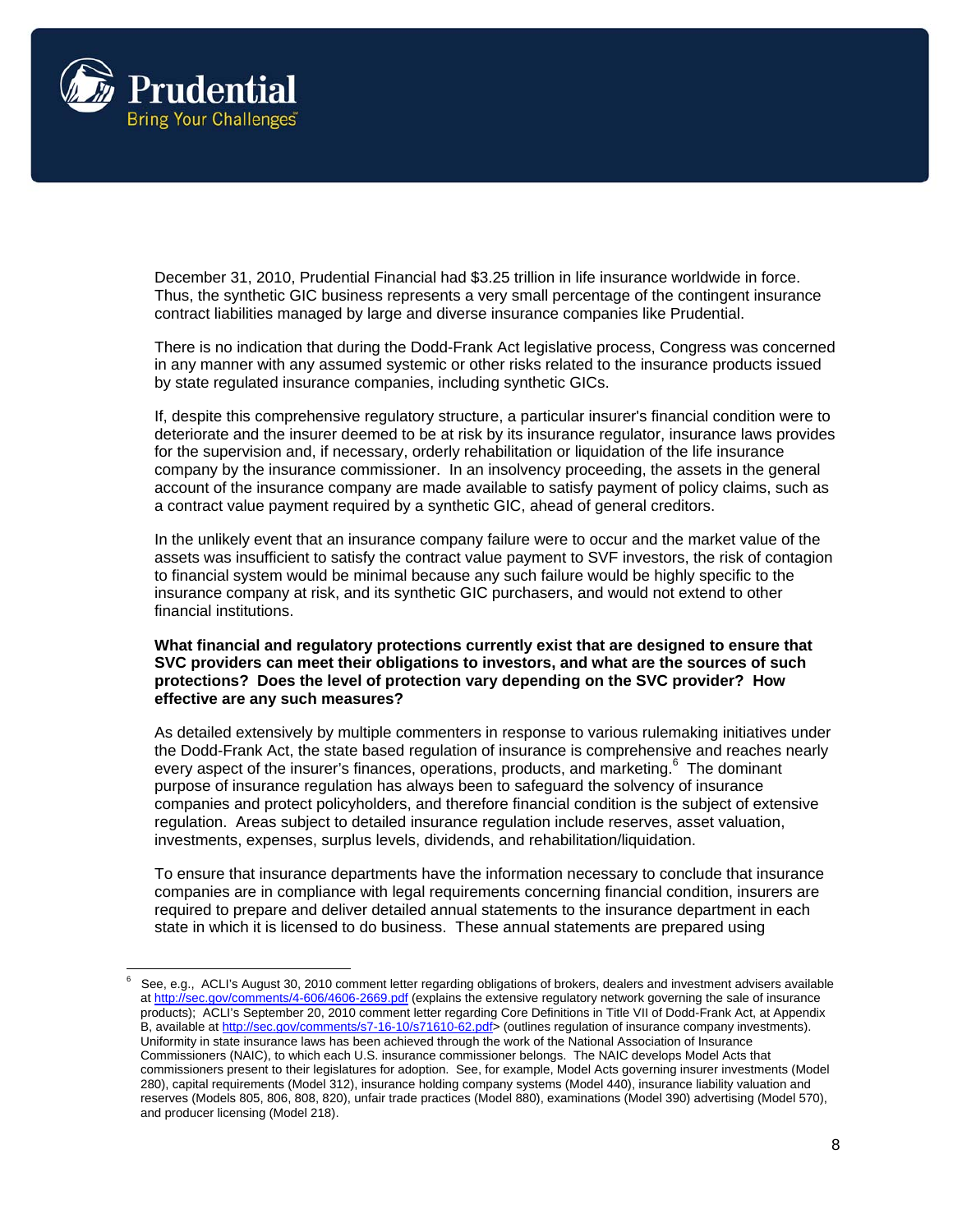December 31, 2010, Prudential Financial had $3.25 trillion in life insurance worldwide in force. Thus, the synthetic GIC business represents a very small percentage of the contingent insurance contract liabilities managed by large and diverse insurance companies like Prudential.

There is no indication that during the Dodd-Frank Act legislative process, Congress was concerned in any manner with any assumed systemic or other risks related to the insurance products issued by state regulated insurance companies, including synthetic GICs.

If, despite this comprehensive regulatory structure, a particular insurer's financial condition were to deteriorate and the insurer deemed to be at risk by its insurance regulator, insurance laws provides for the supervision and, if necessary, orderly rehabilitation or liquidation of the life insurance company by the insurance commissioner. In an insolvency proceeding, the assets in the general account of the insurance company are made available to satisfy payment of policy claims, such as a contract value payment required by a synthetic GIC, ahead of general creditors.

In the unlikely event that an insurance company failure were to occur and the market value of the assets was insufficient to satisfy the contract value payment to SVF investors, the risk of contagion to financial system would be minimal because any such failure would be highly specific to the insurance company at risk, and its synthetic GIC purchasers, and would not extend to other financial institutions.

**What financial and regulatory protections currently exist that are designed to ensure that SVC providers can meet their obligations to investors, and what are the sources of such protections? Does the level of protection vary depending on the SVC provider? How effective are any such measures?**

As detailed extensively by multiple commenters in response to various rulemaking initiatives under the Dodd-Frank Act, the state based regulation of insurance is comprehensive and reaches nearly every aspect of the insurer's finances, operations, products, and marketing.[6] The dominant purpose of insurance regulation has always been to safeguard the solvency of insurance companies and protect policyholders, and therefore financial condition is the subject of extensive regulation. Areas subject to detailed insurance regulation include reserves, asset valuation, investments, expenses, surplus levels, dividends, and rehabilitation/liquidation.

To ensure that insurance departments have the information necessary to conclude that insurance companies are in compliance with legal requirements concerning financial condition, insurers are required to prepare and deliver detailed annual statements to the insurance department in each state in which it is licensed to do business. These annual statements are prepared using

---

[6] See, e.g., ACLI's August 30, 2010 comment letter regarding obligations of brokers, dealers and investment advisers available at http://sec.gov/comments/4-606/4606-2669.pdf (explains the extensive regulatory network governing the sale of insurance products); ACLI's September 20, 2010 comment letter regarding Core Definitions in Title VII of Dodd-Frank Act, at Appendix B, available at http://sec.gov/comments/s7-16-10/s71610-62.pdf> (outlines regulation of insurance company investments). Uniformity in state insurance laws has been achieved through the work of the National Association of Insurance Commissioners (NAIC), to which each U.S. insurance commissioner belongs. The NAIC develops Model Acts that commissioners present to their legislatures for adoption. See, for example, Model Acts governing insurer investments (Model 280), capital requirements (Model 312), insurance holding company systems (Model 440), insurance liability valuation and reserves (Models 805, 806, 808, 820), unfair trade practices (Model 880), examinations (Model 390) advertising (Model 570), and producer licensing (Model 218).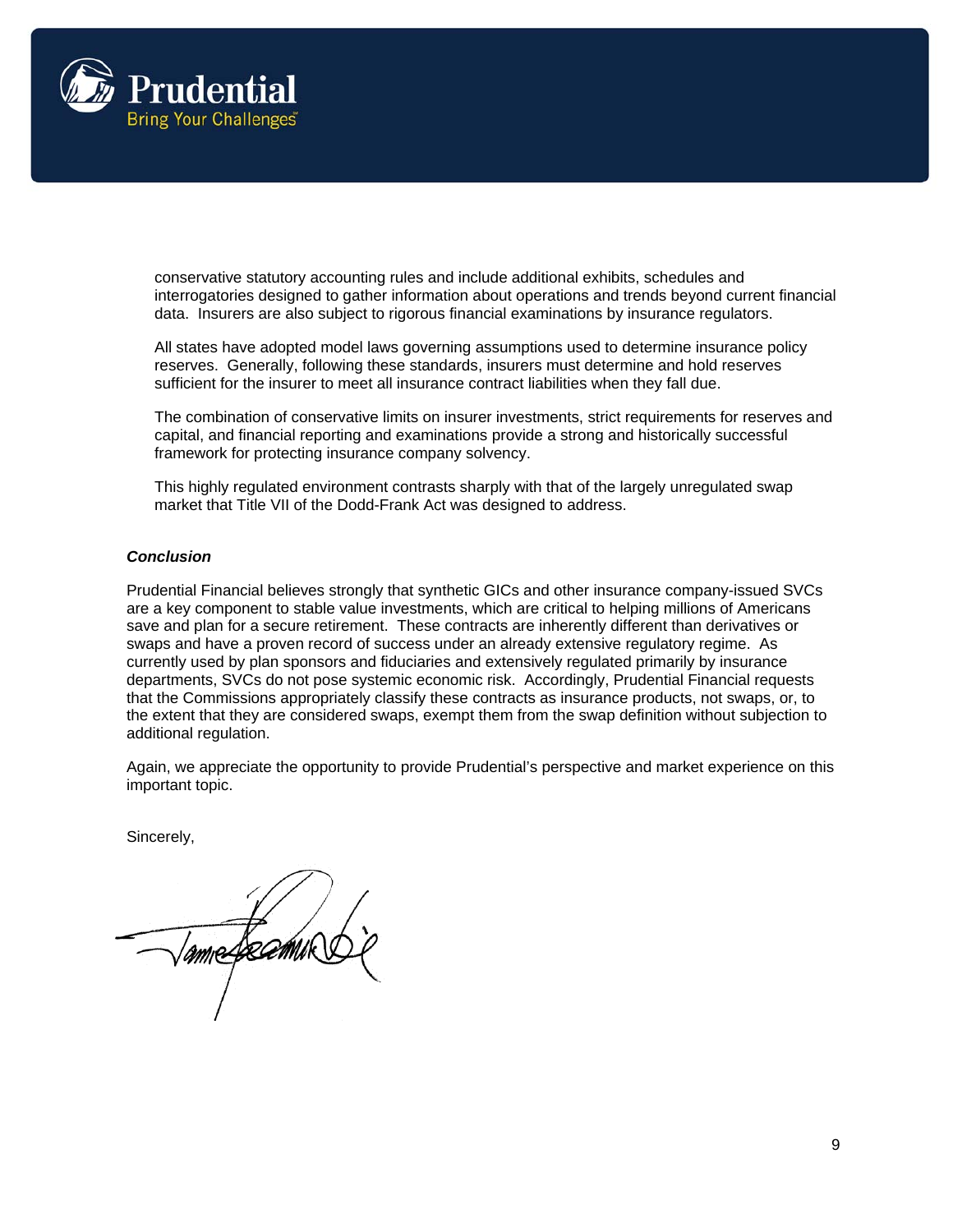conservative statutory accounting rules and include additional exhibits, schedules and interrogatories designed to gather information about operations and trends beyond current financial data. Insurers are also subject to rigorous financial examinations by insurance regulators.

All states have adopted model laws governing assumptions used to determine insurance policy reserves. Generally, following these standards, insurers must determine and hold reserves sufficient for the insurer to meet all insurance contract liabilities when they fall due.

The combination of conservative limits on insurer investments, strict requirements for reserves and capital, and financial reporting and examinations provide a strong and historically successful framework for protecting insurance company solvency.

This highly regulated environment contrasts sharply with that of the largely unregulated swap market that Title VII of the Dodd-Frank Act was designed to address.

***Conclusion***

Prudential Financial believes strongly that synthetic GICs and other insurance company-issued SVCs are a key component to stable value investments, which are critical to helping millions of Americans save and plan for a secure retirement. These contracts are inherently different than derivatives or swaps and have a proven record of success under an already extensive regulatory regime. As currently used by plan sponsors and fiduciaries and extensively regulated primarily by insurance departments, SVCs do not pose systemic economic risk. Accordingly, Prudential Financial requests that the Commissions appropriately classify these contracts as insurance products, not swaps, or, to the extent that they are considered swaps, exempt them from the swap definition without subjection to additional regulation.

Again, we appreciate the opportunity to provide Prudential's perspective and market experience on this important topic.

Sincerely,